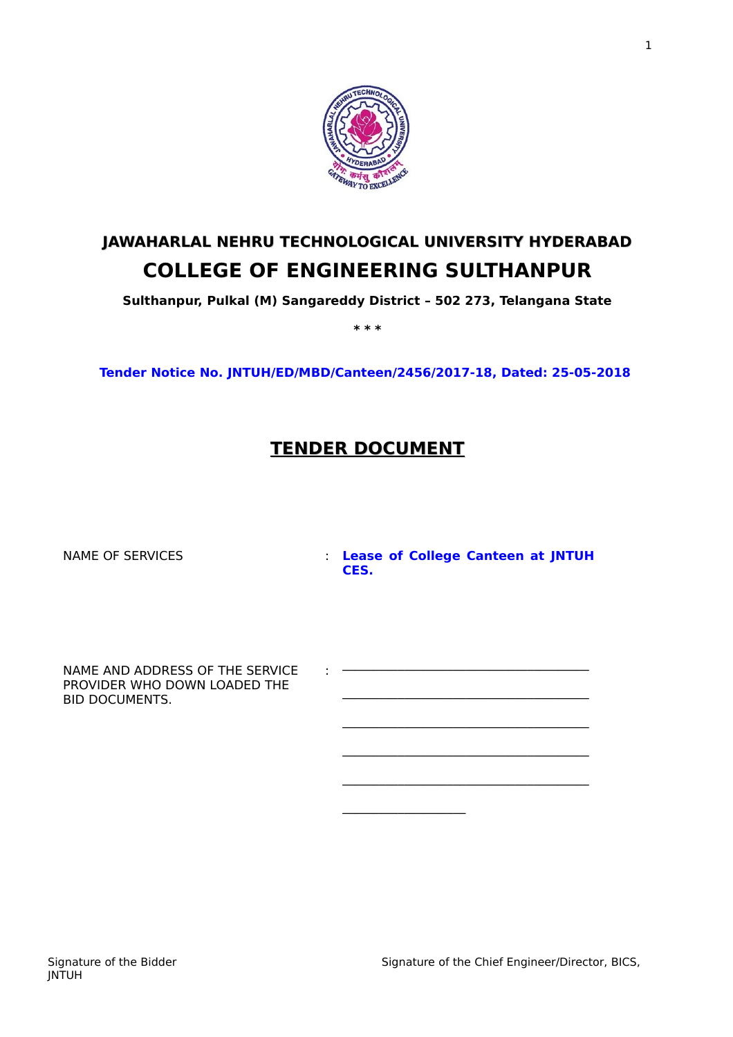# JAWAHARLAL NEHRU TECHNOLOGICAL UNIVERSITY HYDERABAD

# COLLEGE OF ENGINEERING SULTHANPUR

**Sulthanpur, Pulkal (M) Sangareddy District – 502 273, Telangana State**

**\* \* \***

**Tender Notice No. JNTUH/ED/MBD/Canteen/2456/2017-18, Dated: 25-05-2018**

## TENDER DOCUMENT

NAME OF SERVICES : **Lease of College Canteen at JNTUH CES.**

NAME AND ADDRESS OF THE SERVICE PROVIDER WHO DOWN LOADED THE BID DOCUMENTS. : ______________________________________

______________________________________

______________________________________

______________________________________

______________________________________

____________________

Signature of the Bidder

Signature of the Chief Engineer/Director, BICS, JNTUH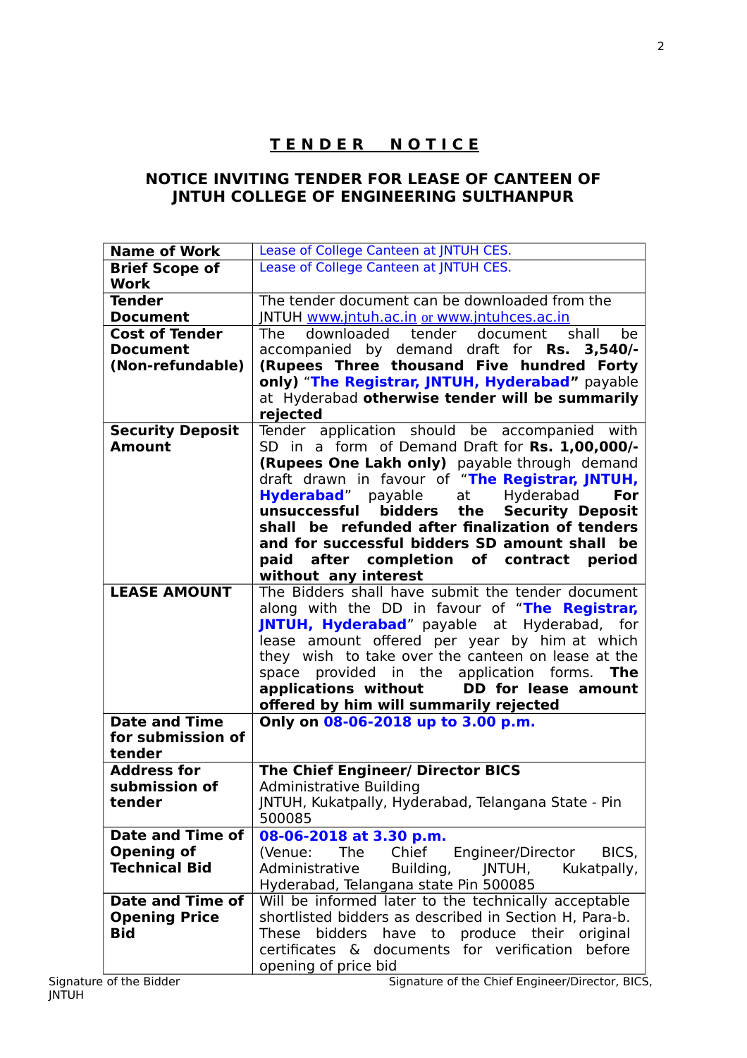## TENDER NOTICE

## NOTICE INVITING TENDER FOR LEASE OF CANTEEN OF JNTUH COLLEGE OF ENGINEERING SULTHANPUR

| **Name of Work** | Lease of College Canteen at JNTUH CES. |
|---|---|
| **Brief Scope of Work** | Lease of College Canteen at JNTUH CES. |
| **Tender Document** | The tender document can be downloaded from the JNTUH www.jntuh.ac.in or www.jntuhces.ac.in |
| **Cost of Tender Document (Non-refundable)** | The downloaded tender document shall be accompanied by demand draft for **Rs. 3,540/- (Rupees Three thousand Five hundred Forty only)** "**The Registrar, JNTUH, Hyderabad**" payable at Hyderabad **otherwise tender will be summarily rejected** |
| **Security Deposit Amount** | Tender application should be accompanied with SD in a form of Demand Draft for **Rs. 1,00,000/- (Rupees One Lakh only)** payable through demand draft drawn in favour of "**The Registrar, JNTUH, Hyderabad**" payable at Hyderabad **For unsuccessful bidders the Security Deposit shall be refunded after finalization of tenders and for successful bidders SD amount shall be paid after completion of contract period without any interest** |
| **LEASE AMOUNT** | The Bidders shall have submit the tender document along with the DD in favour of "**The Registrar, JNTUH, Hyderabad**" payable at Hyderabad, for lease amount offered per year by him at which they wish to take over the canteen on lease at the space provided in the application forms. **The applications without DD for lease amount offered by him will summarily rejected** |
| **Date and Time for submission of tender** | **Only on 08-06-2018 up to 3.00 p.m.** |
| **Address for submission of tender** | **The Chief Engineer/ Director BICS**<br>Administrative Building<br>JNTUH, Kukatpally, Hyderabad, Telangana State - Pin 500085 |
| **Date and Time of Opening of Technical Bid** | **08-06-2018 at 3.30 p.m.**<br>(Venue: The Chief Engineer/Director BICS, Administrative Building, JNTUH, Kukatpally, Hyderabad, Telangana state Pin 500085 |
| **Date and Time of Opening Price Bid** | Will be informed later to the technically acceptable shortlisted bidders as described in Section H, Para-b. These bidders have to produce their original certificates & documents for verification before opening of price bid |

Signature of the Bidder    Signature of the Chief Engineer/Director, BICS, JNTUH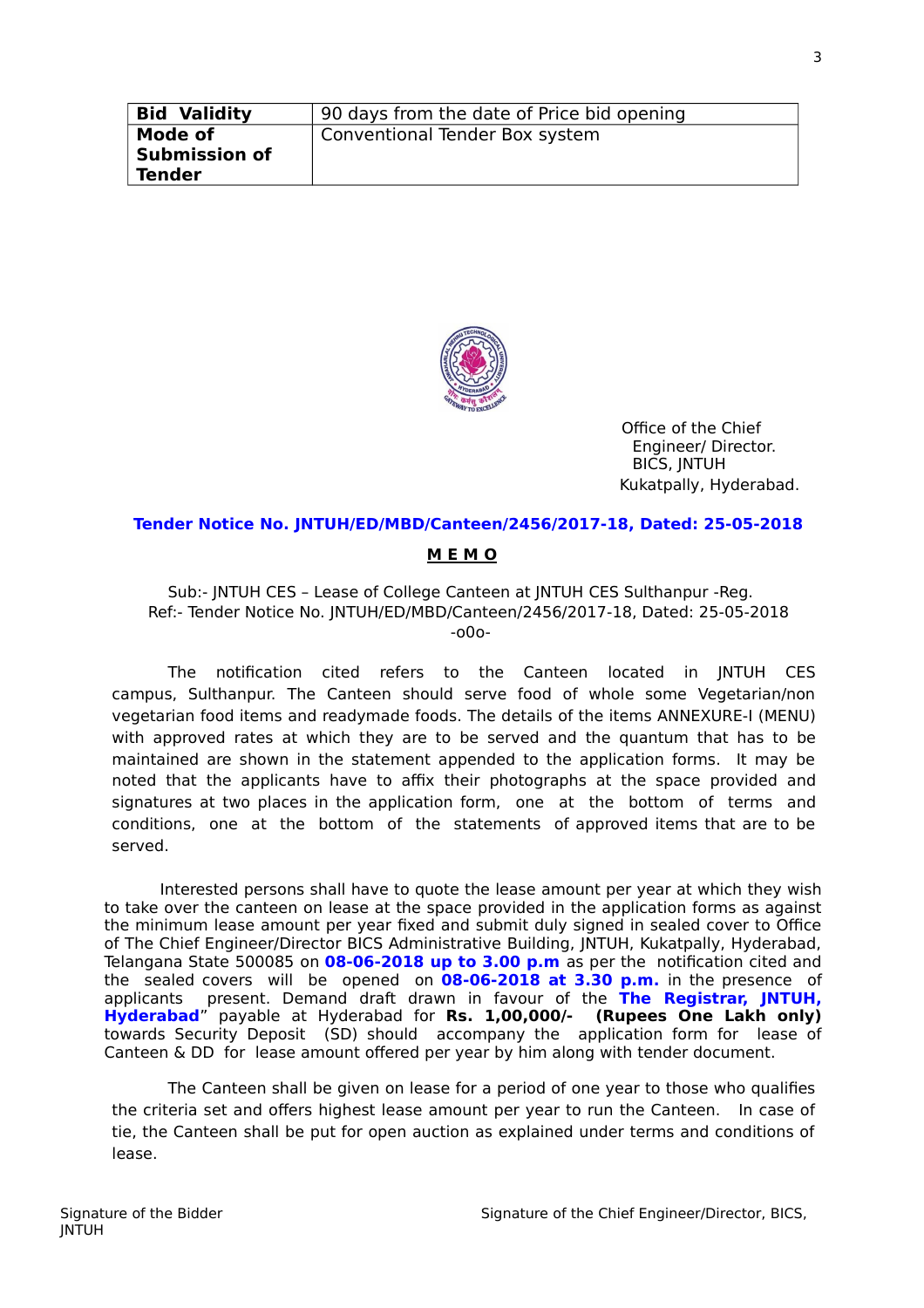| Bid Validity | 90 days from the date of Price bid opening |
|---|---|
| **Mode of Submission of Tender** | Conventional Tender Box system |

Office of the Chief Engineer/ Director. BICS, JNTUH Kukatpally, Hyderabad.

**Tender Notice No. JNTUH/ED/MBD/Canteen/2456/2017-18, Dated: 25-05-2018**

**M E M O**

Sub:- JNTUH CES – Lease of College Canteen at JNTUH CES Sulthanpur -Reg.
Ref:- Tender Notice No. JNTUH/ED/MBD/Canteen/2456/2017-18, Dated: 25-05-2018
-o0o-

The notification cited refers to the Canteen located in JNTUH CES campus, Sulthanpur. The Canteen should serve food of whole some Vegetarian/non vegetarian food items and readymade foods. The details of the items ANNEXURE-I (MENU) with approved rates at which they are to be served and the quantum that has to be maintained are shown in the statement appended to the application forms. It may be noted that the applicants have to affix their photographs at the space provided and signatures at two places in the application form, one at the bottom of terms and conditions, one at the bottom of the statements of approved items that are to be served.

Interested persons shall have to quote the lease amount per year at which they wish to take over the canteen on lease at the space provided in the application forms as against the minimum lease amount per year fixed and submit duly signed in sealed cover to Office of The Chief Engineer/Director BICS Administrative Building, JNTUH, Kukatpally, Hyderabad, Telangana State 500085 on **08-06-2018 up to 3.00 p.m** as per the notification cited and the sealed covers will be opened on **08-06-2018 at 3.30 p.m.** in the presence of applicants present. Demand draft drawn in favour of the **The Registrar, JNTUH, Hyderabad**" payable at Hyderabad for **Rs. 1,00,000/- (Rupees One Lakh only)** towards Security Deposit (SD) should accompany the application form for lease of Canteen & DD for lease amount offered per year by him along with tender document.

The Canteen shall be given on lease for a period of one year to those who qualifies the criteria set and offers highest lease amount per year to run the Canteen. In case of tie, the Canteen shall be put for open auction as explained under terms and conditions of lease.

Signature of the Bidder

Signature of the Chief Engineer/Director, BICS, JNTUH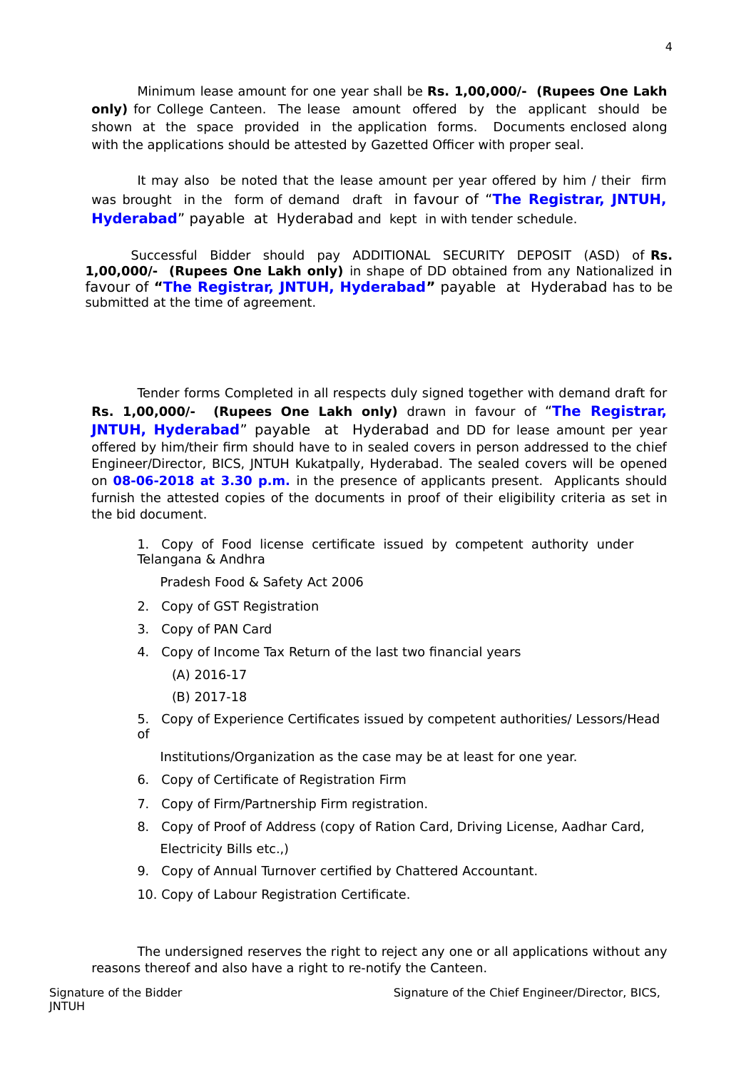Minimum lease amount for one year shall be **Rs. 1,00,000/- (Rupees One Lakh only)** for College Canteen. The lease amount offered by the applicant should be shown at the space provided in the application forms. Documents enclosed along with the applications should be attested by Gazetted Officer with proper seal.

It may also be noted that the lease amount per year offered by him / their firm was brought in the form of demand draft in favour of "**The Registrar, JNTUH, Hyderabad**" payable at Hyderabad and kept in with tender schedule.

Successful Bidder should pay ADDITIONAL SECURITY DEPOSIT (ASD) of **Rs. 1,00,000/- (Rupees One Lakh only)** in shape of DD obtained from any Nationalized in favour of **"The Registrar, JNTUH, Hyderabad"** payable at Hyderabad has to be submitted at the time of agreement.

Tender forms Completed in all respects duly signed together with demand draft for **Rs. 1,00,000/- (Rupees One Lakh only)** drawn in favour of "**The Registrar, JNTUH, Hyderabad**" payable at Hyderabad and DD for lease amount per year offered by him/their firm should have to in sealed covers in person addressed to the chief Engineer/Director, BICS, JNTUH Kukatpally, Hyderabad. The sealed covers will be opened on **08-06-2018 at 3.30 p.m.** in the presence of applicants present. Applicants should furnish the attested copies of the documents in proof of their eligibility criteria as set in the bid document.

1. Copy of Food license certificate issued by competent authority under Telangana & Andhra Pradesh Food & Safety Act 2006
2. Copy of GST Registration
3. Copy of PAN Card
4. Copy of Income Tax Return of the last two financial years
   (A) 2016-17
   (B) 2017-18
5. Copy of Experience Certificates issued by competent authorities/ Lessors/Head of Institutions/Organization as the case may be at least for one year.
6. Copy of Certificate of Registration Firm
7. Copy of Firm/Partnership Firm registration.
8. Copy of Proof of Address (copy of Ration Card, Driving License, Aadhar Card, Electricity Bills etc.,)
9. Copy of Annual Turnover certified by Chattered Accountant.
10. Copy of Labour Registration Certificate.

The undersigned reserves the right to reject any one or all applications without any reasons thereof and also have a right to re-notify the Canteen.

Signature of the Bidder

Signature of the Chief Engineer/Director, BICS, JNTUH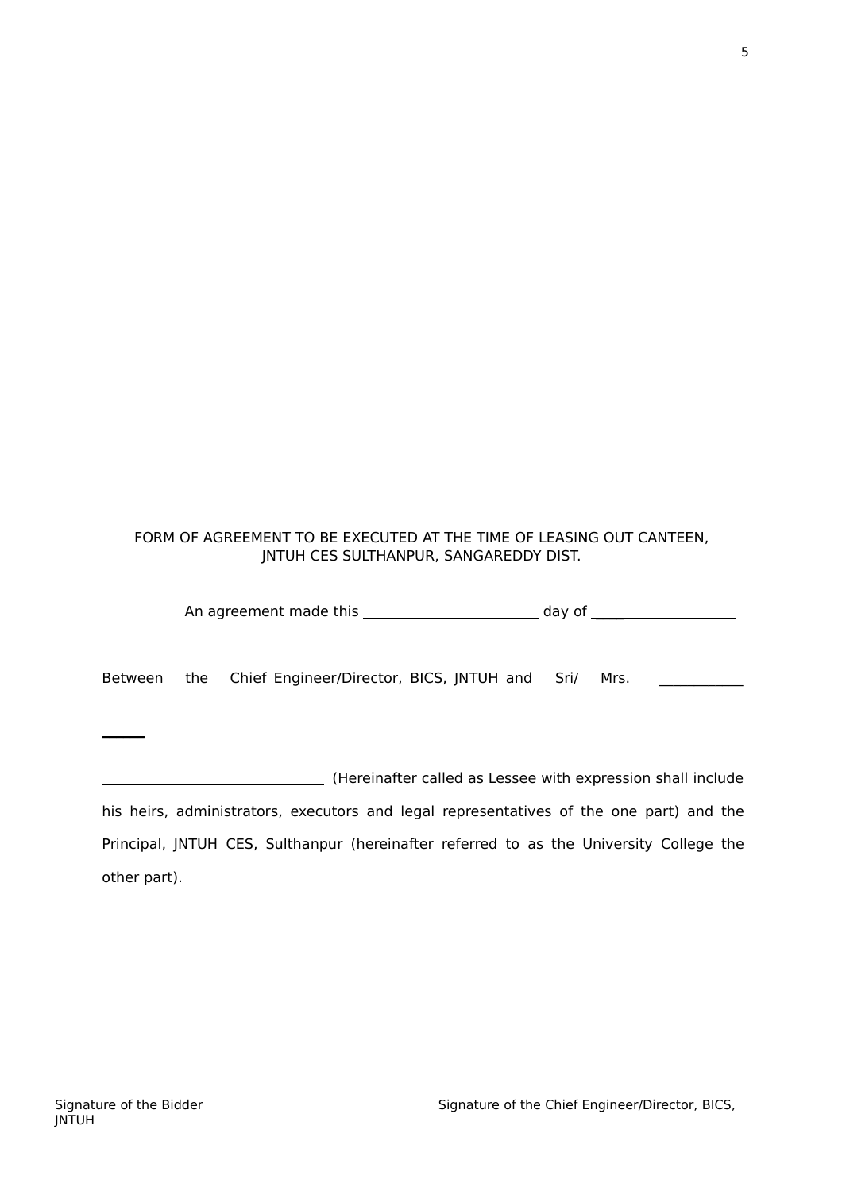FORM OF AGREEMENT TO BE EXECUTED AT THE TIME OF LEASING OUT CANTEEN, JNTUH CES SULTHANPUR, SANGAREDDY DIST.

An agreement made this ________________________ day of ____________________

Between the Chief Engineer/Director, BICS, JNTUH and Sri/ Mrs. ____________
________________________________________________________________________

______

______________________________ (Hereinafter called as Lessee with expression shall include his heirs, administrators, executors and legal representatives of the one part) and the Principal, JNTUH CES, Sulthanpur (hereinafter referred to as the University College the other part).

Signature of the Bidder                                        Signature of the Chief Engineer/Director, BICS, JNTUH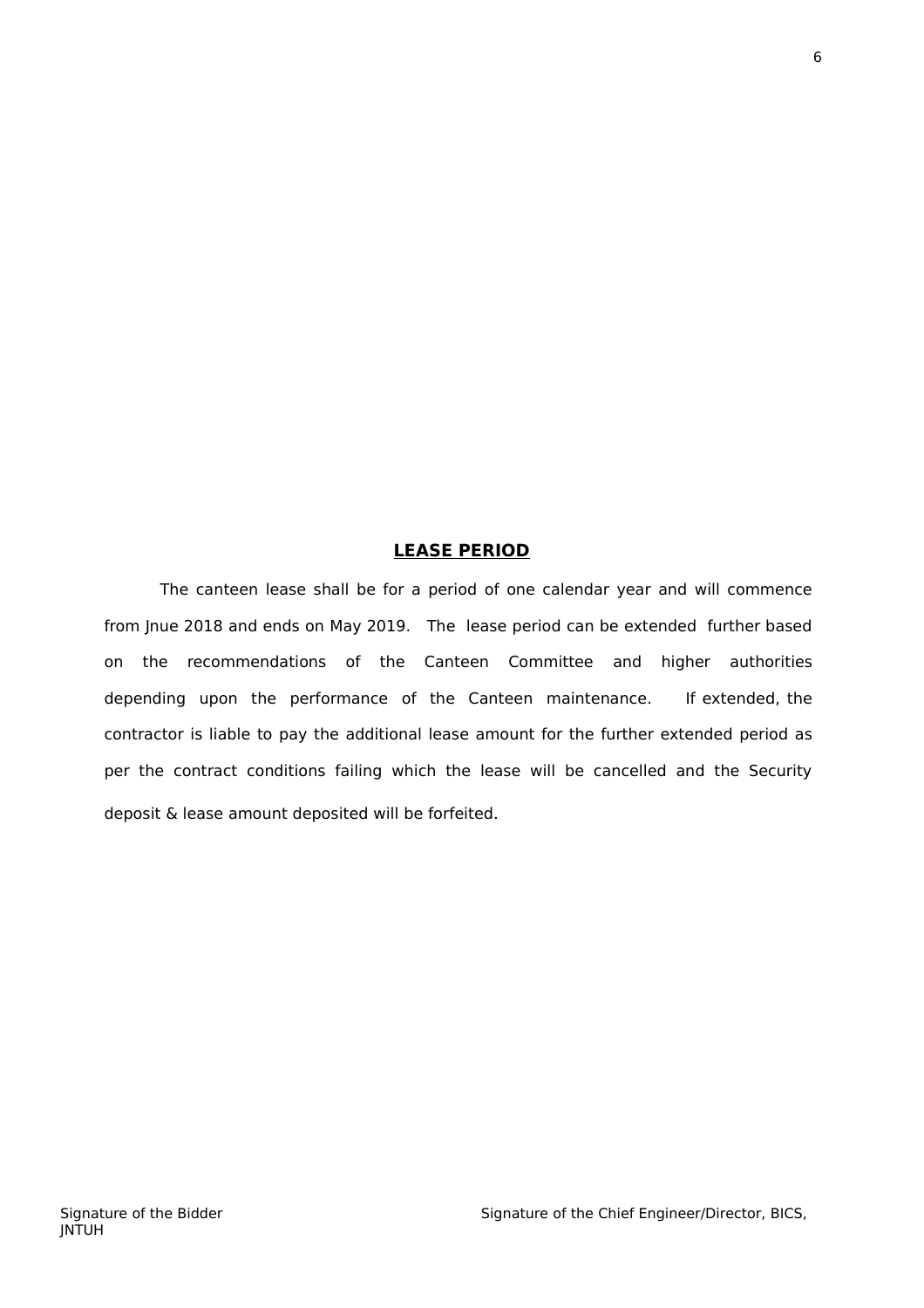## LEASE PERIOD

The canteen lease shall be for a period of one calendar year and will commence from Jnue 2018 and ends on May 2019. The lease period can be extended further based on the recommendations of the Canteen Committee and higher authorities depending upon the performance of the Canteen maintenance. If extended, the contractor is liable to pay the additional lease amount for the further extended period as per the contract conditions failing which the lease will be cancelled and the Security deposit & lease amount deposited will be forfeited.

Signature of the Bidder

Signature of the Chief Engineer/Director, BICS, JNTUH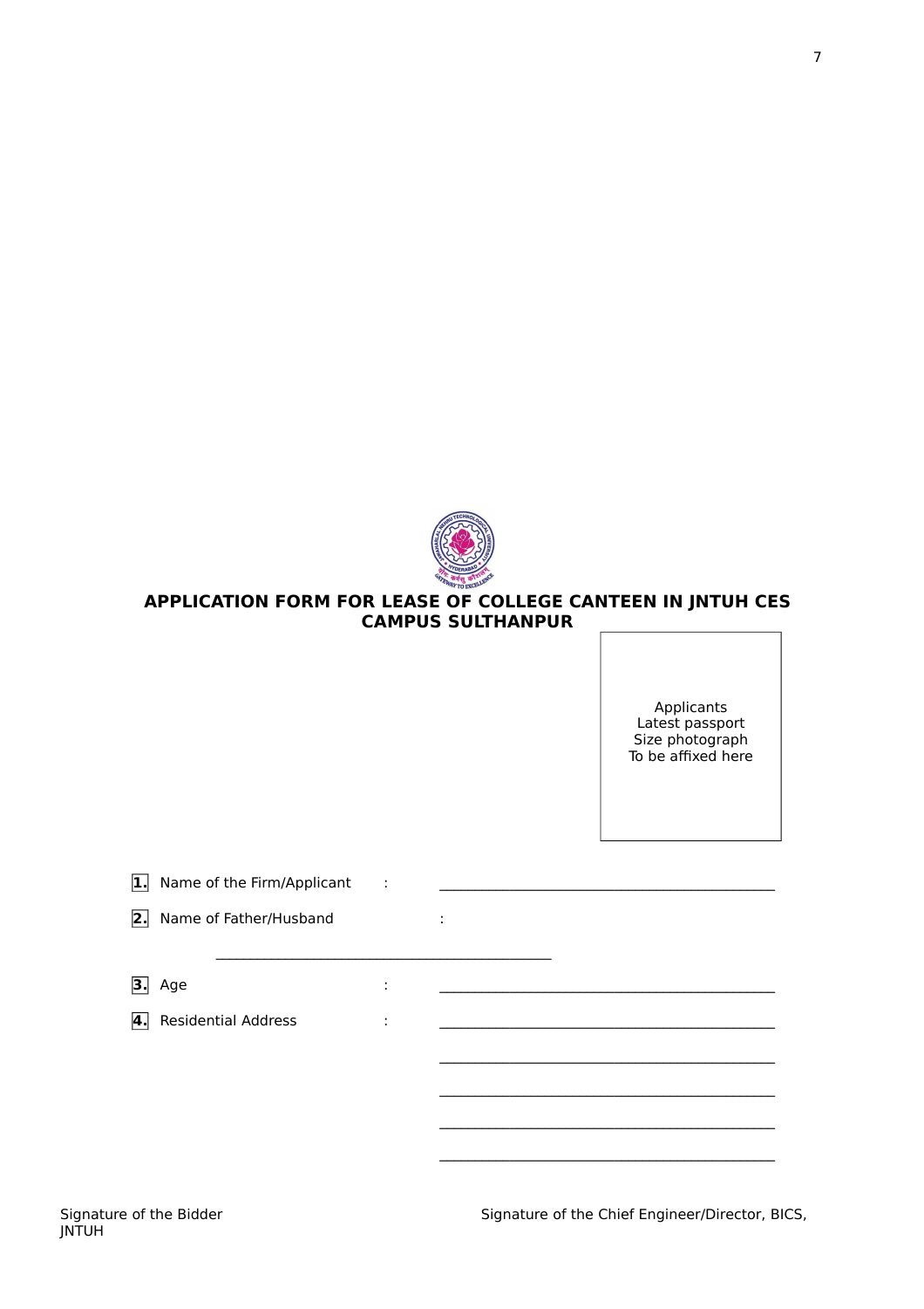## APPLICATION FORM FOR LEASE OF COLLEGE CANTEEN IN JNTUH CES CAMPUS SULTHANPUR

Applicants
Latest passport
Size photograph
To be affixed here

1. Name of the Firm/Applicant : ______________________________________________

2. Name of Father/Husband : ______________________________________________

3. Age : ______________________________________________

4. Residential Address : ______________________________________________

______________________________________________

______________________________________________

______________________________________________

______________________________________________

Signature of the Bidder

Signature of the Chief Engineer/Director, BICS, JNTUH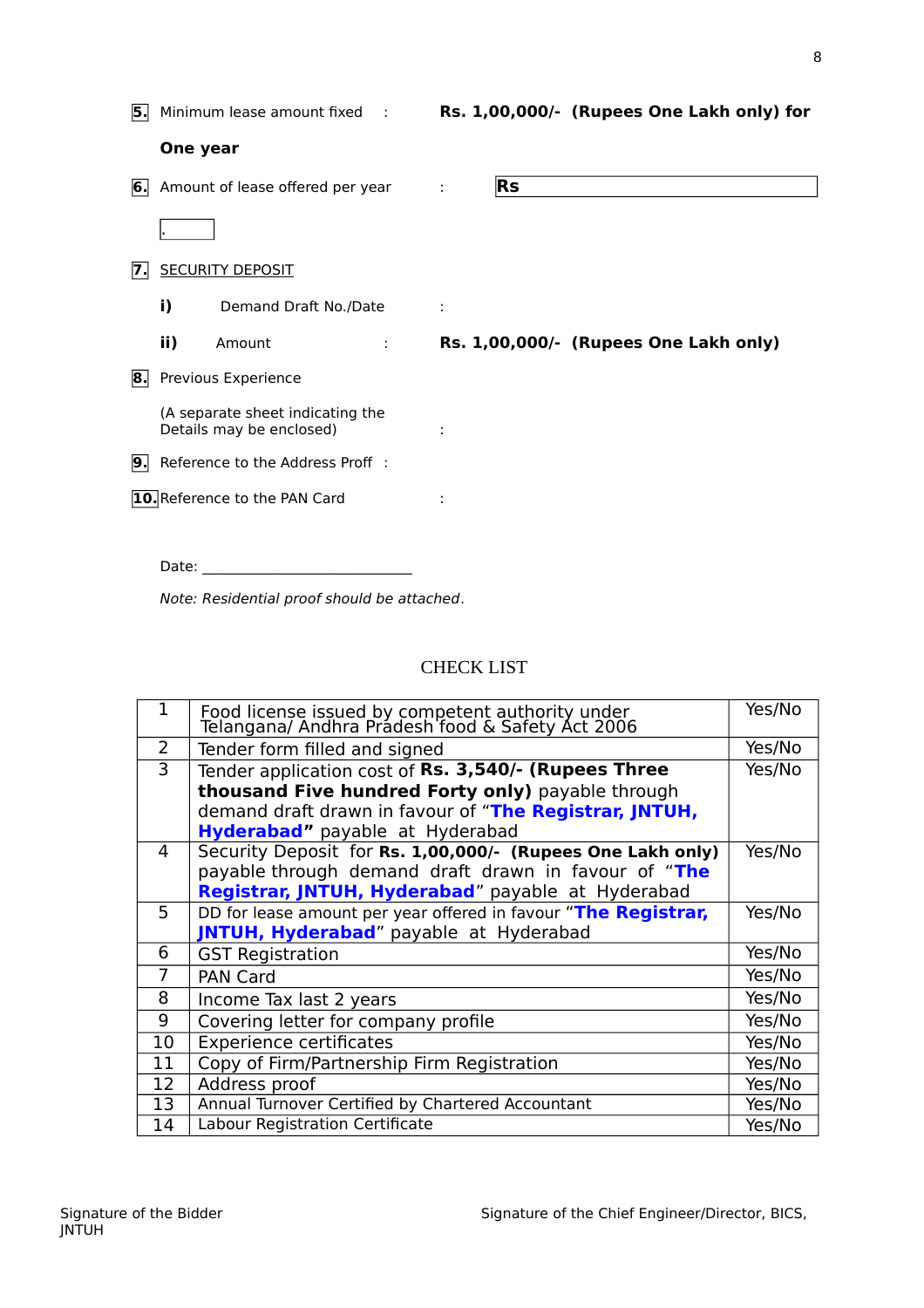**5.** Minimum lease amount fixed : **Rs. 1,00,000/- (Rupees One Lakh only) for One year**

**6.** Amount of lease offered per year : **Rs** ____________________

.

**7.** SECURITY DEPOSIT

**i)** Demand Draft No./Date :

**ii)** Amount : **Rs. 1,00,000/- (Rupees One Lakh only)**

**8.** Previous Experience

(A separate sheet indicating the Details may be enclosed) :

**9.** Reference to the Address Proff :

**10.** Reference to the PAN Card :

Date: ____________________________

*Note: Residential proof should be attached.*

## CHECK LIST

| | | |
|---|---|---|
| 1 | Food license issued by competent authority under Telangana/ Andhra Pradesh food & Safety Act 2006 | Yes/No |
| 2 | Tender form filled and signed | Yes/No |
| 3 | Tender application cost of **Rs. 3,540/- (Rupees Three thousand Five hundred Forty only)** payable through demand draft drawn in favour of "**The Registrar, JNTUH, Hyderabad"** payable at Hyderabad | Yes/No |
| 4 | Security Deposit for **Rs. 1,00,000/- (Rupees One Lakh only)** payable through demand draft drawn in favour of "**The Registrar, JNTUH, Hyderabad**" payable at Hyderabad | Yes/No |
| 5 | DD for lease amount per year offered in favour "**The Registrar, JNTUH, Hyderabad**" payable at Hyderabad | Yes/No |
| 6 | GST Registration | Yes/No |
| 7 | PAN Card | Yes/No |
| 8 | Income Tax last 2 years | Yes/No |
| 9 | Covering letter for company profile | Yes/No |
| 10 | Experience certificates | Yes/No |
| 11 | Copy of Firm/Partnership Firm Registration | Yes/No |
| 12 | Address proof | Yes/No |
| 13 | Annual Turnover Certified by Chartered Accountant | Yes/No |
| 14 | Labour Registration Certificate | Yes/No |

Signature of the Bidder

Signature of the Chief Engineer/Director, BICS, JNTUH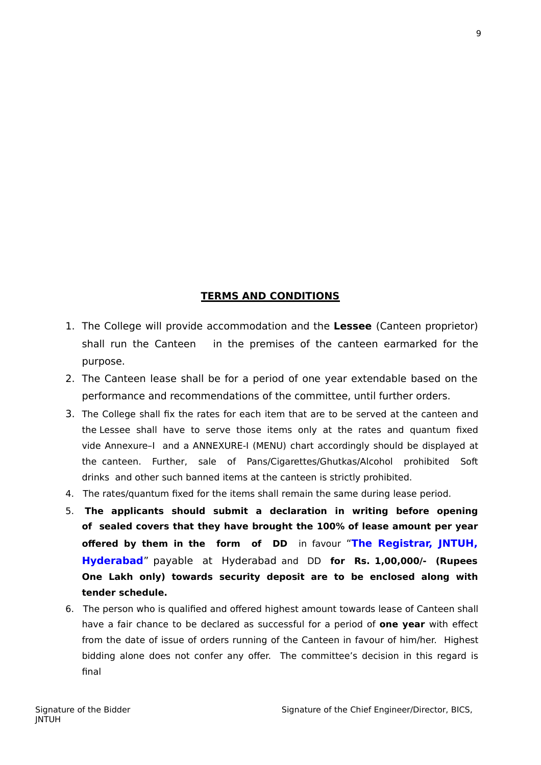# **TERMS AND CONDITIONS**

1. The College will provide accommodation and the **Lessee** (Canteen proprietor) shall run the Canteen in the premises of the canteen earmarked for the purpose.
2. The Canteen lease shall be for a period of one year extendable based on the performance and recommendations of the committee, until further orders.
3. The College shall fix the rates for each item that are to be served at the canteen and the Lessee shall have to serve those items only at the rates and quantum fixed vide Annexure–I and a ANNEXURE-I (MENU) chart accordingly should be displayed at the canteen. Further, sale of Pans/Cigarettes/Ghutkas/Alcohol prohibited Soft drinks and other such banned items at the canteen is strictly prohibited.
4. The rates/quantum fixed for the items shall remain the same during lease period.
5. **The applicants should submit a declaration in writing before opening of sealed covers that they have brought the 100% of lease amount per year offered by them in the form of DD** in favour "**The Registrar, JNTUH, Hyderabad**" payable at Hyderabad and DD **for Rs. 1,00,000/- (Rupees One Lakh only) towards security deposit are to be enclosed along with tender schedule.**
6. The person who is qualified and offered highest amount towards lease of Canteen shall have a fair chance to be declared as successful for a period of **one year** with effect from the date of issue of orders running of the Canteen in favour of him/her. Highest bidding alone does not confer any offer. The committee's decision in this regard is final

Signature of the Bidder

Signature of the Chief Engineer/Director, BICS, JNTUH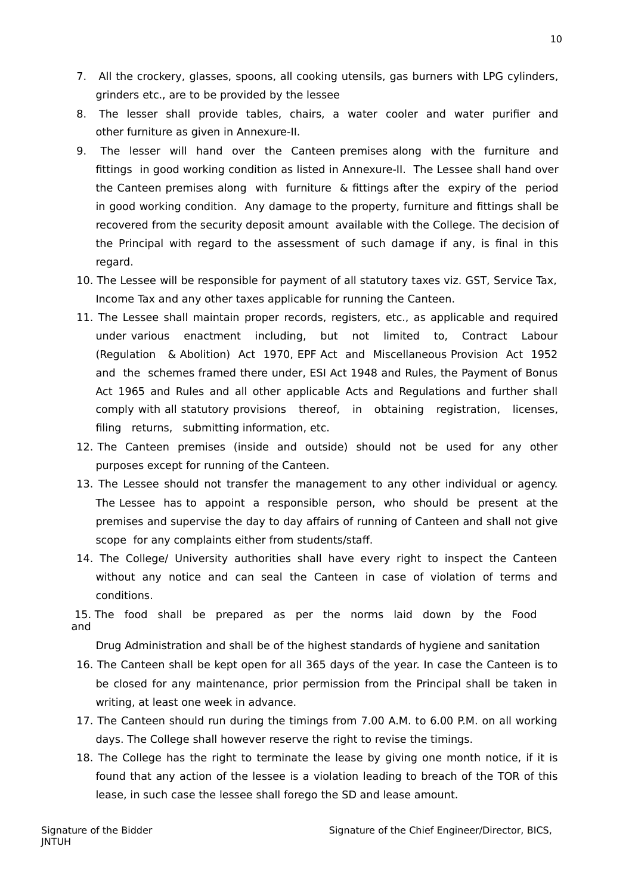7. All the crockery, glasses, spoons, all cooking utensils, gas burners with LPG cylinders, grinders etc., are to be provided by the lessee
8. The lesser shall provide tables, chairs, a water cooler and water purifier and other furniture as given in Annexure-II.
9. The lesser will hand over the Canteen premises along with the furniture and fittings in good working condition as listed in Annexure-II. The Lessee shall hand over the Canteen premises along with furniture & fittings after the expiry of the period in good working condition. Any damage to the property, furniture and fittings shall be recovered from the security deposit amount available with the College. The decision of the Principal with regard to the assessment of such damage if any, is final in this regard.
10. The Lessee will be responsible for payment of all statutory taxes viz. GST, Service Tax, Income Tax and any other taxes applicable for running the Canteen.
11. The Lessee shall maintain proper records, registers, etc., as applicable and required under various enactment including, but not limited to, Contract Labour (Regulation & Abolition) Act 1970, EPF Act and Miscellaneous Provision Act 1952 and the schemes framed there under, ESI Act 1948 and Rules, the Payment of Bonus Act 1965 and Rules and all other applicable Acts and Regulations and further shall comply with all statutory provisions thereof, in obtaining registration, licenses, filing returns, submitting information, etc.
12. The Canteen premises (inside and outside) should not be used for any other purposes except for running of the Canteen.
13. The Lessee should not transfer the management to any other individual or agency. The Lessee has to appoint a responsible person, who should be present at the premises and supervise the day to day affairs of running of Canteen and shall not give scope for any complaints either from students/staff.
14. The College/ University authorities shall have every right to inspect the Canteen without any notice and can seal the Canteen in case of violation of terms and conditions.
15. The food shall be prepared as per the norms laid down by the Food and Drug Administration and shall be of the highest standards of hygiene and sanitation
16. The Canteen shall be kept open for all 365 days of the year. In case the Canteen is to be closed for any maintenance, prior permission from the Principal shall be taken in writing, at least one week in advance.
17. The Canteen should run during the timings from 7.00 A.M. to 6.00 P.M. on all working days. The College shall however reserve the right to revise the timings.
18. The College has the right to terminate the lease by giving one month notice, if it is found that any action of the lessee is a violation leading to breach of the TOR of this lease, in such case the lessee shall forego the SD and lease amount.

Signature of the Bidder　　　　　　　　　　Signature of the Chief Engineer/Director, BICS, JNTUH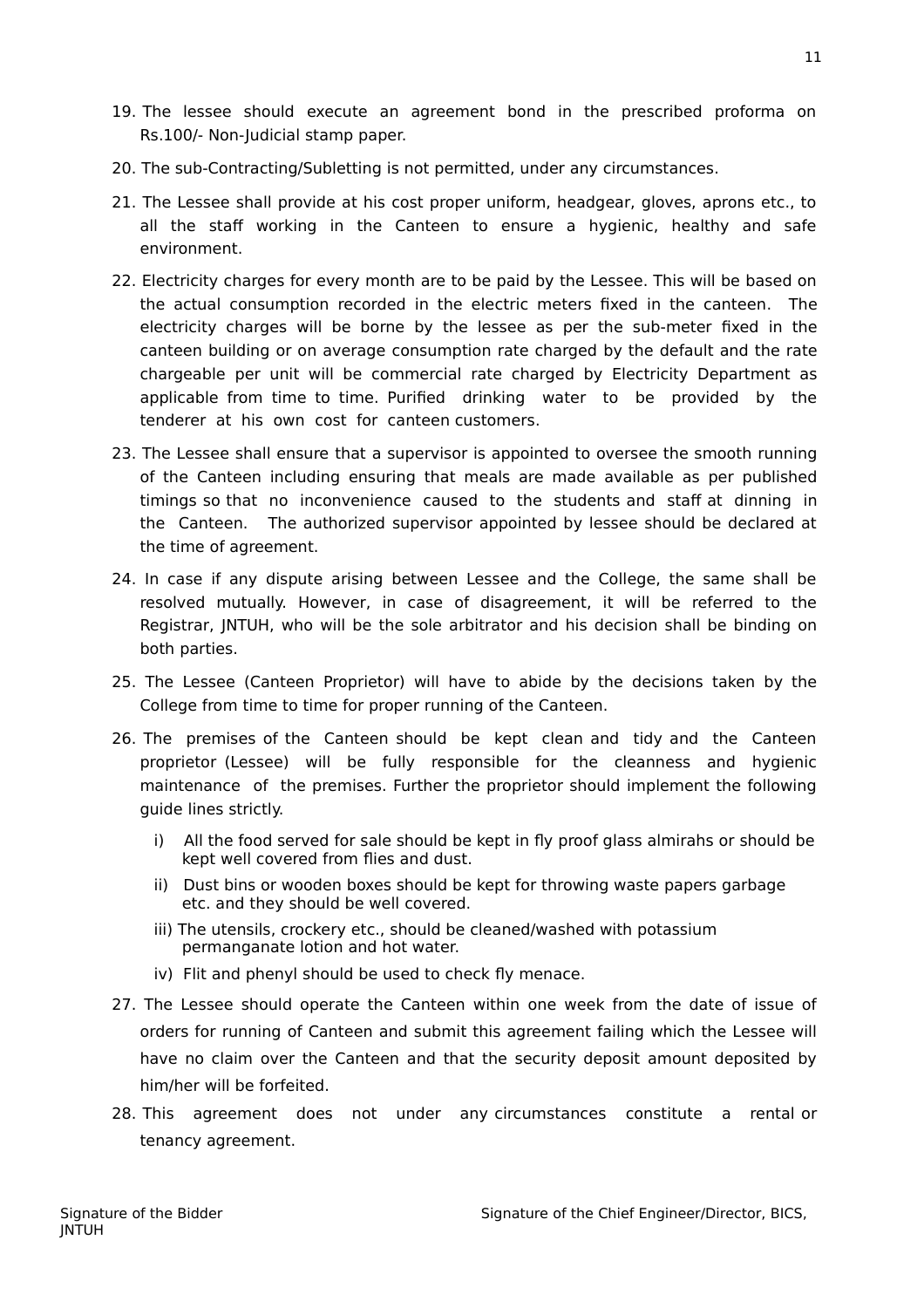19. The lessee should execute an agreement bond in the prescribed proforma on Rs.100/- Non-Judicial stamp paper.

20. The sub-Contracting/Subletting is not permitted, under any circumstances.

21. The Lessee shall provide at his cost proper uniform, headgear, gloves, aprons etc., to all the staff working in the Canteen to ensure a hygienic, healthy and safe environment.

22. Electricity charges for every month are to be paid by the Lessee. This will be based on the actual consumption recorded in the electric meters fixed in the canteen. The electricity charges will be borne by the lessee as per the sub-meter fixed in the canteen building or on average consumption rate charged by the default and the rate chargeable per unit will be commercial rate charged by Electricity Department as applicable from time to time. Purified drinking water to be provided by the tenderer at his own cost for canteen customers.

23. The Lessee shall ensure that a supervisor is appointed to oversee the smooth running of the Canteen including ensuring that meals are made available as per published timings so that no inconvenience caused to the students and staff at dinning in the Canteen. The authorized supervisor appointed by lessee should be declared at the time of agreement.

24. In case if any dispute arising between Lessee and the College, the same shall be resolved mutually. However, in case of disagreement, it will be referred to the Registrar, JNTUH, who will be the sole arbitrator and his decision shall be binding on both parties.

25. The Lessee (Canteen Proprietor) will have to abide by the decisions taken by the College from time to time for proper running of the Canteen.

26. The premises of the Canteen should be kept clean and tidy and the Canteen proprietor (Lessee) will be fully responsible for the cleanness and hygienic maintenance of the premises. Further the proprietor should implement the following guide lines strictly.
    - i) All the food served for sale should be kept in fly proof glass almirahs or should be kept well covered from flies and dust.
    - ii) Dust bins or wooden boxes should be kept for throwing waste papers garbage etc. and they should be well covered.
    - iii) The utensils, crockery etc., should be cleaned/washed with potassium permanganate lotion and hot water.
    - iv) Flit and phenyl should be used to check fly menace.

27. The Lessee should operate the Canteen within one week from the date of issue of orders for running of Canteen and submit this agreement failing which the Lessee will have no claim over the Canteen and that the security deposit amount deposited by him/her will be forfeited.

28. This agreement does not under any circumstances constitute a rental or tenancy agreement.

Signature of the Bidder                                                  Signature of the Chief Engineer/Director, BICS, JNTUH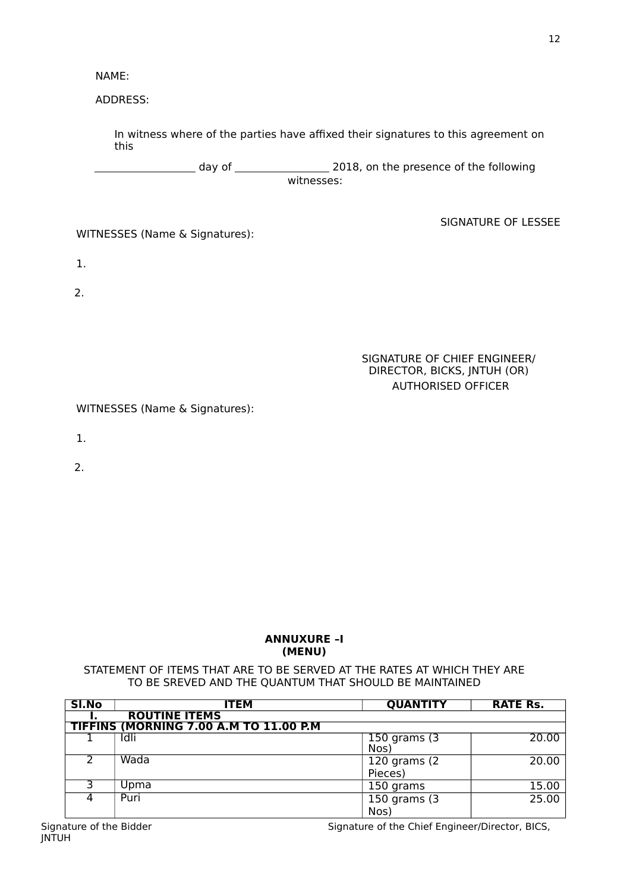NAME:

ADDRESS:

In witness where of the parties have affixed their signatures to this agreement on this

\_\_\_\_\_\_\_\_\_\_\_\_\_\_\_\_\_\_ day of \_\_\_\_\_\_\_\_\_\_\_\_\_\_\_\_\_ 2018, on the presence of the following witnesses:

SIGNATURE OF LESSEE

WITNESSES (Name & Signatures):

1.

2.

SIGNATURE OF CHIEF ENGINEER/
DIRECTOR, BICKS, JNTUH (OR)
AUTHORISED OFFICER

WITNESSES (Name & Signatures):

1.

2.

**ANNUXURE –I**
**(MENU)**

STATEMENT OF ITEMS THAT ARE TO BE SERVED AT THE RATES AT WHICH THEY ARE TO BE SREVED AND THE QUANTUM THAT SHOULD BE MAINTAINED

| Sl.No | ITEM | QUANTITY | RATE Rs. |
|---|---|---|---|
| **I.** | **ROUTINE ITEMS** | | |
| **TIFFINS (MORNING 7.00 A.M TO 11.00 P.M** | | | |
| 1 | Idli | 150 grams (3 Nos) | 20.00 |
| 2 | Wada | 120 grams (2 Pieces) | 20.00 |
| 3 | Upma | 150 grams | 15.00 |
| 4 | Puri | 150 grams (3 Nos) | 25.00 |

Signature of the Bidder Signature of the Chief Engineer/Director, BICS, JNTUH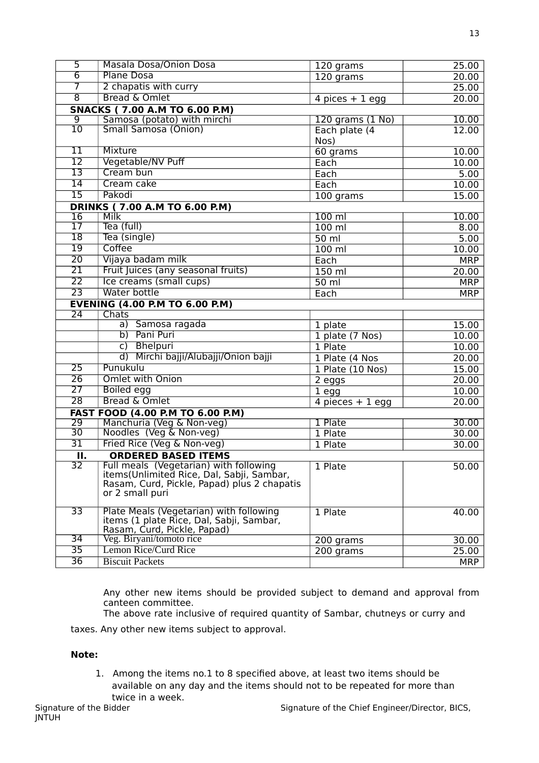| | | | |
|---|---|---|---|
| 5 | Masala Dosa/Onion Dosa | 120 grams | 25.00 |
| 6 | Plane Dosa | 120 grams | 20.00 |
| 7 | 2 chapatis with curry | | 25.00 |
| 8 | Bread & Omlet | 4 pices + 1 egg | 20.00 |
| **SNACKS ( 7.00 A.M TO 6.00 P.M)** | | | |
| 9 | Samosa (potato) with mirchi | 120 grams (1 No) | 10.00 |
| 10 | Small Samosa (Onion) | Each plate (4 Nos) | 12.00 |
| 11 | Mixture | 60 grams | 10.00 |
| 12 | Vegetable/NV Puff | Each | 10.00 |
| 13 | Cream bun | Each | 5.00 |
| 14 | Cream cake | Each | 10.00 |
| 15 | Pakodi | 100 grams | 15.00 |
| **DRINKS ( 7.00 A.M TO 6.00 P.M)** | | | |
| 16 | Milk | 100 ml | 10.00 |
| 17 | Tea (full) | 100 ml | 8.00 |
| 18 | Tea (single) | 50 ml | 5.00 |
| 19 | Coffee | 100 ml | 10.00 |
| 20 | Vijaya badam milk | Each | MRP |
| 21 | Fruit Juices (any seasonal fruits) | 150 ml | 20.00 |
| 22 | Ice creams (small cups) | 50 ml | MRP |
| 23 | Water bottle | Each | MRP |
| **EVENING (4.00 P.M TO 6.00 P.M)** | | | |
| 24 | Chats | | |
| | a) Samosa ragada | 1 plate | 15.00 |
| | b) Pani Puri | 1 plate (7 Nos) | 10.00 |
| | c) Bhelpuri | 1 Plate | 10.00 |
| | d) Mirchi bajji/Alubajji/Onion bajji | 1 Plate (4 Nos | 20.00 |
| 25 | Punukulu | 1 Plate (10 Nos) | 15.00 |
| 26 | Omlet with Onion | 2 eggs | 20.00 |
| 27 | Boiled egg | 1 egg | 10.00 |
| 28 | Bread & Omlet | 4 pieces + 1 egg | 20.00 |
| **FAST FOOD (4.00 P.M TO 6.00 P.M)** | | | |
| 29 | Manchuria (Veg & Non-veg) | 1 Plate | 30.00 |
| 30 | Noodles (Veg & Non-veg) | 1 Plate | 30.00 |
| 31 | Fried Rice (Veg & Non-veg) | 1 Plate | 30.00 |
| **II.** | **ORDERED BASED ITEMS** | | |
| 32 | Full meals (Vegetarian) with following items(Unlimited Rice, Dal, Sabji, Sambar, Rasam, Curd, Pickle, Papad) plus 2 chapatis or 2 small puri | 1 Plate | 50.00 |
| 33 | Plate Meals (Vegetarian) with following items (1 plate Rice, Dal, Sabji, Sambar, Rasam, Curd, Pickle, Papad) | 1 Plate | 40.00 |
| 34 | Veg. Biryani/tomoto rice | 200 grams | 30.00 |
| 35 | Lemon Rice/Curd Rice | 200 grams | 25.00 |
| 36 | Biscuit Packets | | MRP |

Any other new items should be provided subject to demand and approval from canteen committee.

The above rate inclusive of required quantity of Sambar, chutneys or curry and taxes. Any other new items subject to approval.

**Note:**

1. Among the items no.1 to 8 specified above, at least two items should be available on any day and the items should not to be repeated for more than twice in a week.

Signature of the Bidder Signature of the Chief Engineer/Director, BICS, JNTUH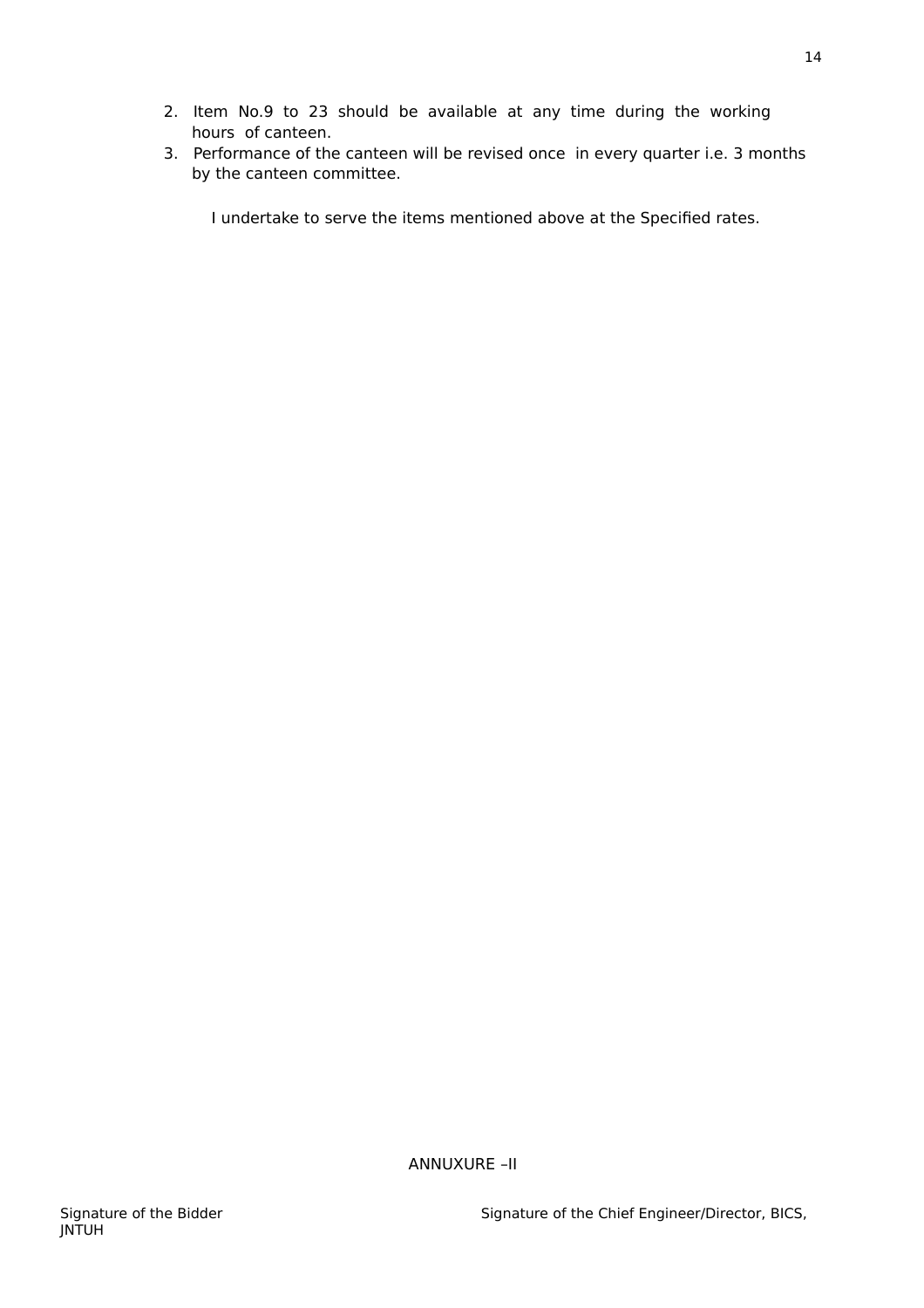2. Item No.9 to 23 should be available at any time during the working hours of canteen.
3. Performance of the canteen will be revised once in every quarter i.e. 3 months by the canteen committee.

I undertake to serve the items mentioned above at the Specified rates.

ANNUXURE –II

Signature of the Bidder Signature of the Chief Engineer/Director, BICS, JNTUH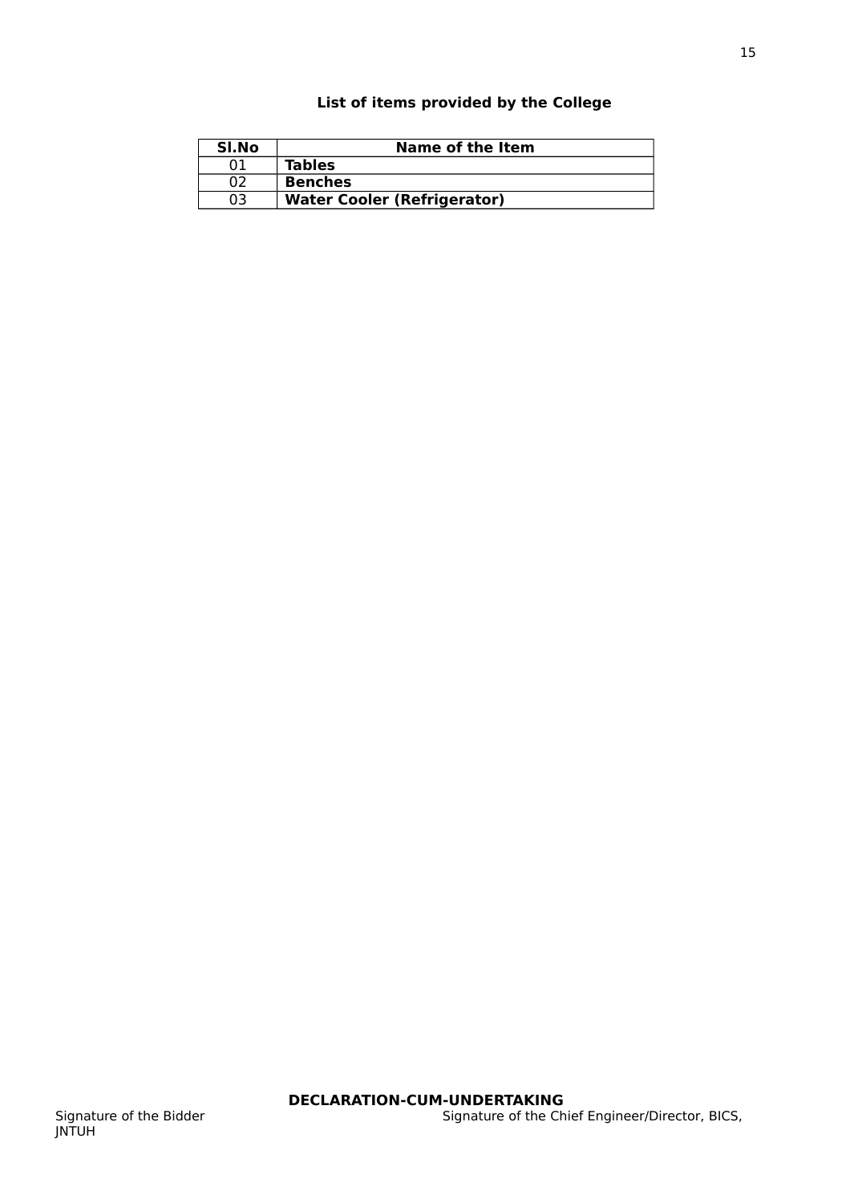**List of items provided by the College**

| Sl.No | Name of the Item |
|---|---|
| 01 | **Tables** |
| 02 | **Benches** |
| 03 | **Water Cooler (Refrigerator)** |

**DECLARATION-CUM-UNDERTAKING**

Signature of the Bidder  Signature of the Chief Engineer/Director, BICS, JNTUH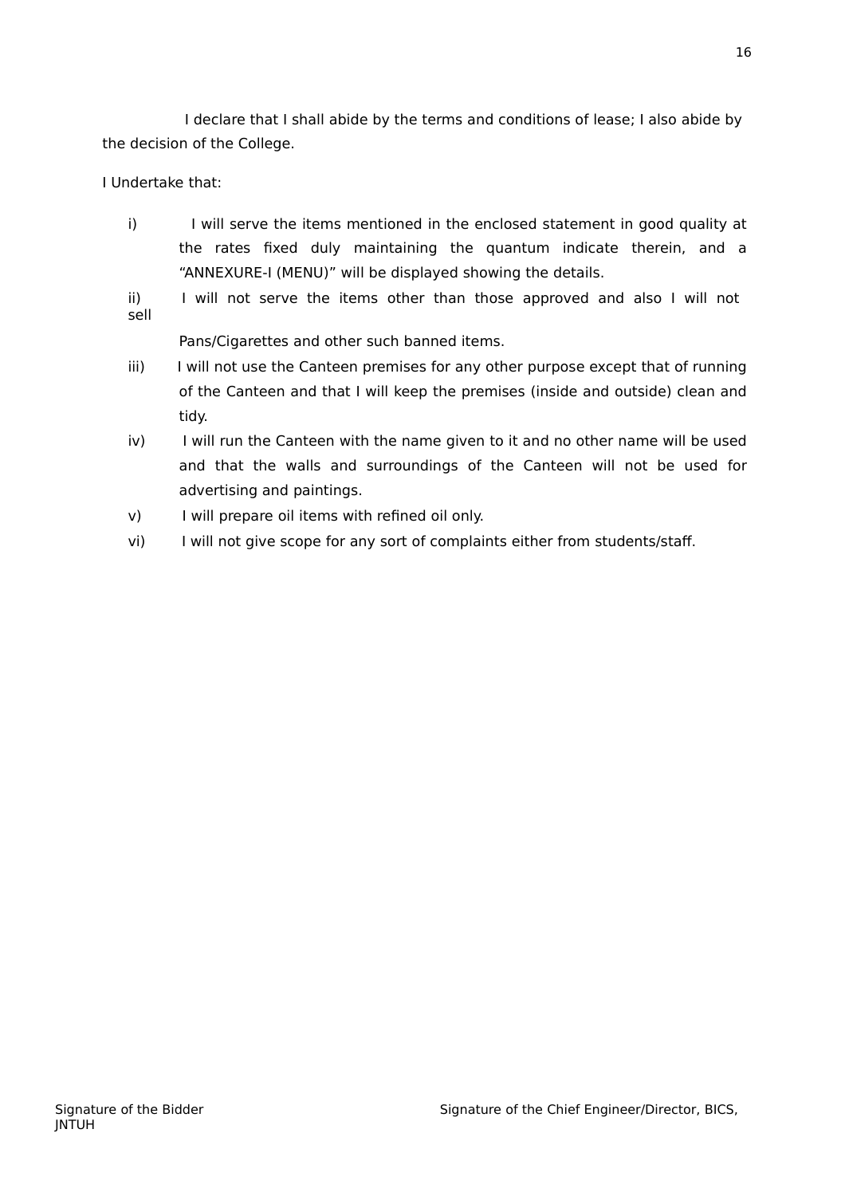I declare that I shall abide by the terms and conditions of lease; I also abide by the decision of the College.

I Undertake that:

i) I will serve the items mentioned in the enclosed statement in good quality at the rates fixed duly maintaining the quantum indicate therein, and a "ANNEXURE-I (MENU)" will be displayed showing the details.

ii) I will not serve the items other than those approved and also I will not sell Pans/Cigarettes and other such banned items.

iii) I will not use the Canteen premises for any other purpose except that of running of the Canteen and that I will keep the premises (inside and outside) clean and tidy.

iv) I will run the Canteen with the name given to it and no other name will be used and that the walls and surroundings of the Canteen will not be used for advertising and paintings.

v) I will prepare oil items with refined oil only.

vi) I will not give scope for any sort of complaints either from students/staff.

Signature of the Bidder

Signature of the Chief Engineer/Director, BICS, JNTUH